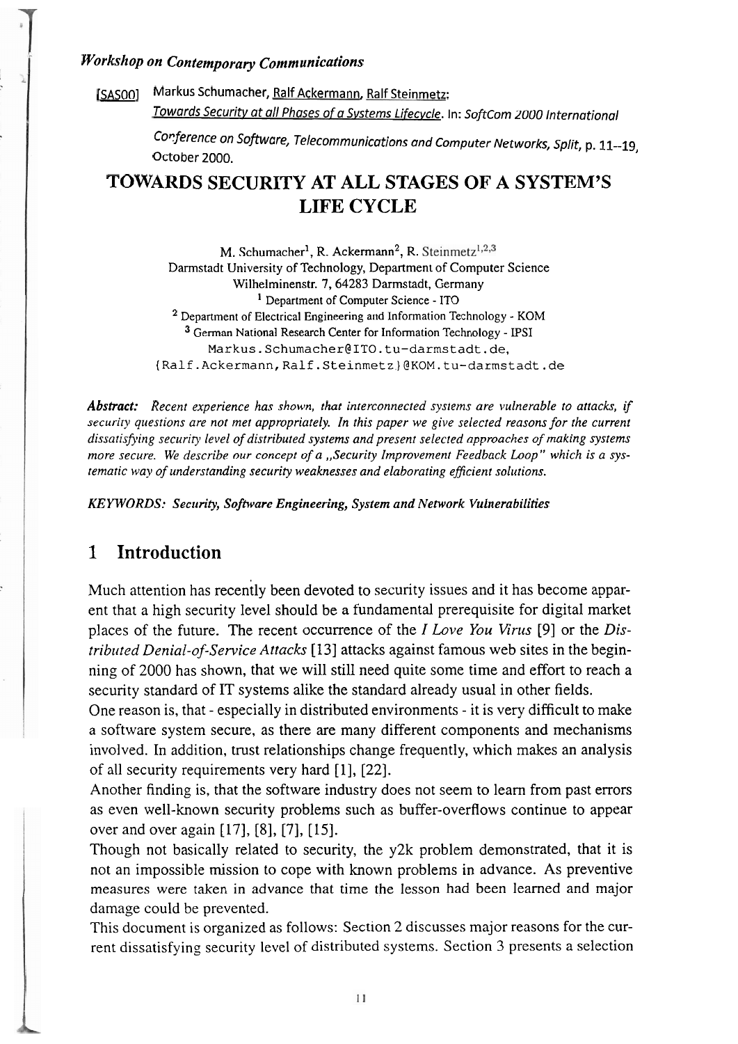*Workshop on Contemporary Communications*

[SAS00] Markus Schumacher, Ralf Ackermann, Ralf Steinmetz: *Towards Security at all Phases of a Systems Lifecycle*. In: *SoftCom 2000 International Conference on Software, Telecommunications and Computer Networks, Split*, p. 11--19, October 2000.

# TOWARDS SECURITY AT ALL STAGES OF A SYSTEM'S LIFE CYCLE

M. Schumacher[1], R. Ackermann[2], R. Steinmetz[1,2,3]
Darmstadt University of Technology, Department of Computer Science
Wilhelminenstr. 7, 64283 Darmstadt, Germany
[1] Department of Computer Science - ITO
[2] Department of Electrical Engineering and Information Technology - KOM
[3] German National Research Center for Information Technology - IPSI
Markus.Schumacher@ITO.tu-darmstadt.de,
{Ralf.Ackermann,Ralf.Steinmetz}@KOM.tu-darmstadt.de

***Abstract:*** *Recent experience has shown, that interconnected systems are vulnerable to attacks, if security questions are not met appropriately. In this paper we give selected reasons for the current dissatisfying security level of distributed systems and present selected approaches of making systems more secure. We describe our concept of a „Security Improvement Feedback Loop" which is a systematic way of understanding security weaknesses and elaborating efficient solutions.*

***KEYWORDS:*** ***Security, Software Engineering, System and Network Vulnerabilities***

## 1 Introduction

Much attention has recently been devoted to security issues and it has become apparent that a high security level should be a fundamental prerequisite for digital market places of the future. The recent occurrence of the *I Love You Virus* [9] or the *Distributed Denial-of-Service Attacks* [13] attacks against famous web sites in the beginning of 2000 has shown, that we will still need quite some time and effort to reach a security standard of IT systems alike the standard already usual in other fields.

One reason is, that - especially in distributed environments - it is very difficult to make a software system secure, as there are many different components and mechanisms involved. In addition, trust relationships change frequently, which makes an analysis of all security requirements very hard [1], [22].

Another finding is, that the software industry does not seem to learn from past errors as even well-known security problems such as buffer-overflows continue to appear over and over again [17], [8], [7], [15].

Though not basically related to security, the y2k problem demonstrated, that it is not an impossible mission to cope with known problems in advance. As preventive measures were taken in advance that time the lesson had been learned and major damage could be prevented.

This document is organized as follows: Section 2 discusses major reasons for the current dissatisfying security level of distributed systems. Section 3 presents a selection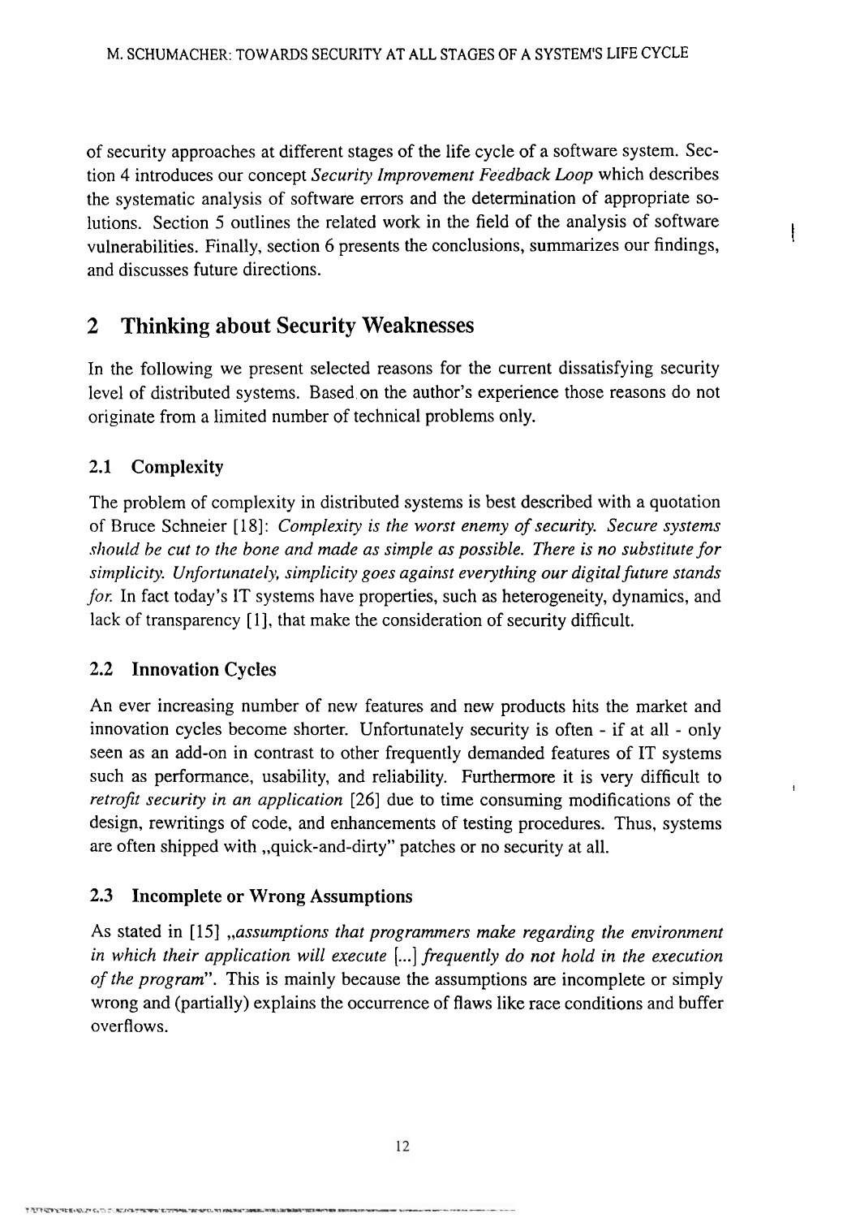of security approaches at different stages of the life cycle of a software system. Section 4 introduces our concept *Security Improvement Feedback Loop* which describes the systematic analysis of software errors and the determination of appropriate solutions. Section 5 outlines the related work in the field of the analysis of software vulnerabilities. Finally, section 6 presents the conclusions, summarizes our findings, and discusses future directions.

## 2 Thinking about Security Weaknesses

In the following we present selected reasons for the current dissatisfying security level of distributed systems. Based on the author's experience those reasons do not originate from a limited number of technical problems only.

### 2.1 Complexity

The problem of complexity in distributed systems is best described with a quotation of Bruce Schneier [18]: *Complexity is the worst enemy of security. Secure systems should be cut to the bone and made as simple as possible. There is no substitute for simplicity. Unfortunately, simplicity goes against everything our digital future stands for.* In fact today's IT systems have properties, such as heterogeneity, dynamics, and lack of transparency [1], that make the consideration of security difficult.

### 2.2 Innovation Cycles

An ever increasing number of new features and new products hits the market and innovation cycles become shorter. Unfortunately security is often - if at all - only seen as an add-on in contrast to other frequently demanded features of IT systems such as performance, usability, and reliability. Furthermore it is very difficult to *retrofit security in an application* [26] due to time consuming modifications of the design, rewritings of code, and enhancements of testing procedures. Thus, systems are often shipped with „quick-and-dirty" patches or no security at all.

### 2.3 Incomplete or Wrong Assumptions

As stated in [15] *„assumptions that programmers make regarding the environment in which their application will execute [...] frequently do not hold in the execution of the program"*. This is mainly because the assumptions are incomplete or simply wrong and (partially) explains the occurrence of flaws like race conditions and buffer overflows.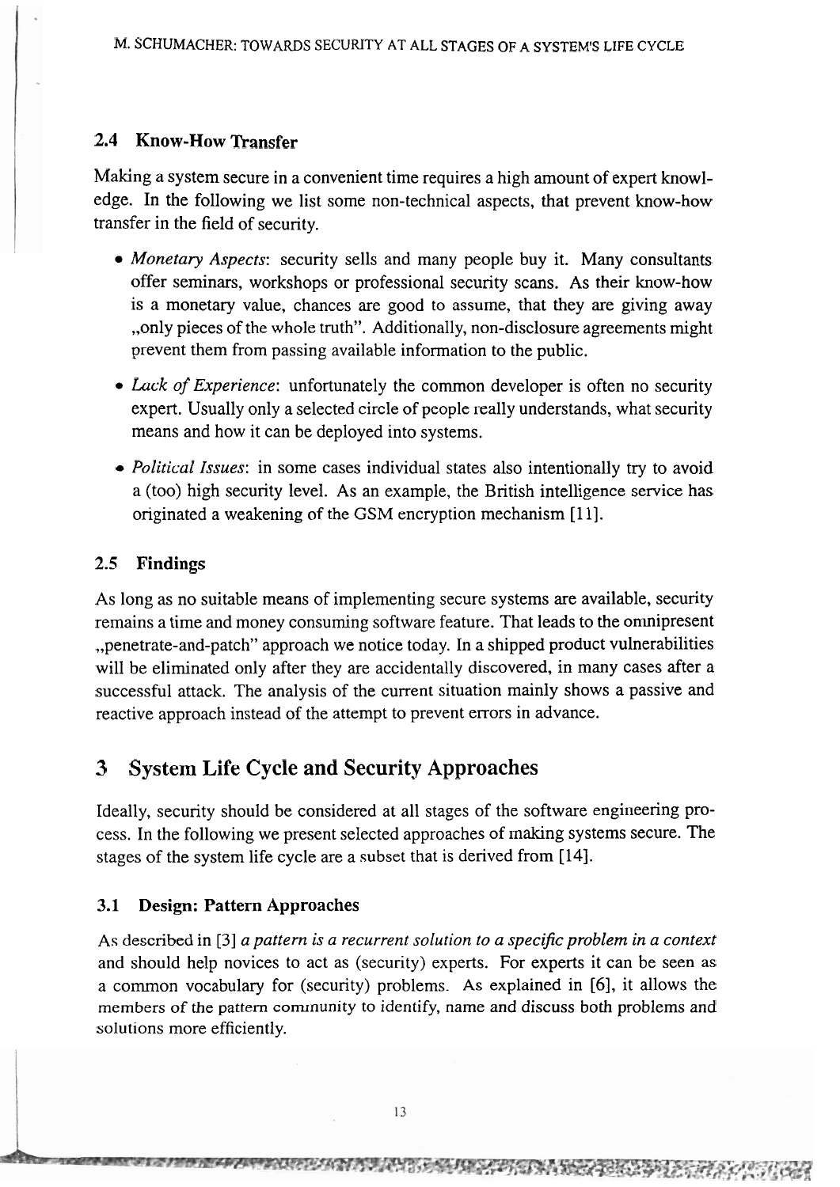### 2.4 Know-How Transfer

Making a system secure in a convenient time requires a high amount of expert knowledge. In the following we list some non-technical aspects, that prevent know-how transfer in the field of security.

- *Monetary Aspects*: security sells and many people buy it. Many consultants offer seminars, workshops or professional security scans. As their know-how is a monetary value, chances are good to assume, that they are giving away „only pieces of the whole truth". Additionally, non-disclosure agreements might prevent them from passing available information to the public.
- *Lack of Experience*: unfortunately the common developer is often no security expert. Usually only a selected circle of people really understands, what security means and how it can be deployed into systems.
- *Political Issues*: in some cases individual states also intentionally try to avoid a (too) high security level. As an example, the British intelligence service has originated a weakening of the GSM encryption mechanism [11].

### 2.5 Findings

As long as no suitable means of implementing secure systems are available, security remains a time and money consuming software feature. That leads to the omnipresent „penetrate-and-patch" approach we notice today. In a shipped product vulnerabilities will be eliminated only after they are accidentally discovered, in many cases after a successful attack. The analysis of the current situation mainly shows a passive and reactive approach instead of the attempt to prevent errors in advance.

## 3 System Life Cycle and Security Approaches

Ideally, security should be considered at all stages of the software engineering process. In the following we present selected approaches of making systems secure. The stages of the system life cycle are a subset that is derived from [14].

### 3.1 Design: Pattern Approaches

As described in [3] *a pattern is a recurrent solution to a specific problem in a context* and should help novices to act as (security) experts. For experts it can be seen as a common vocabulary for (security) problems. As explained in [6], it allows the members of the pattern community to identify, name and discuss both problems and solutions more efficiently.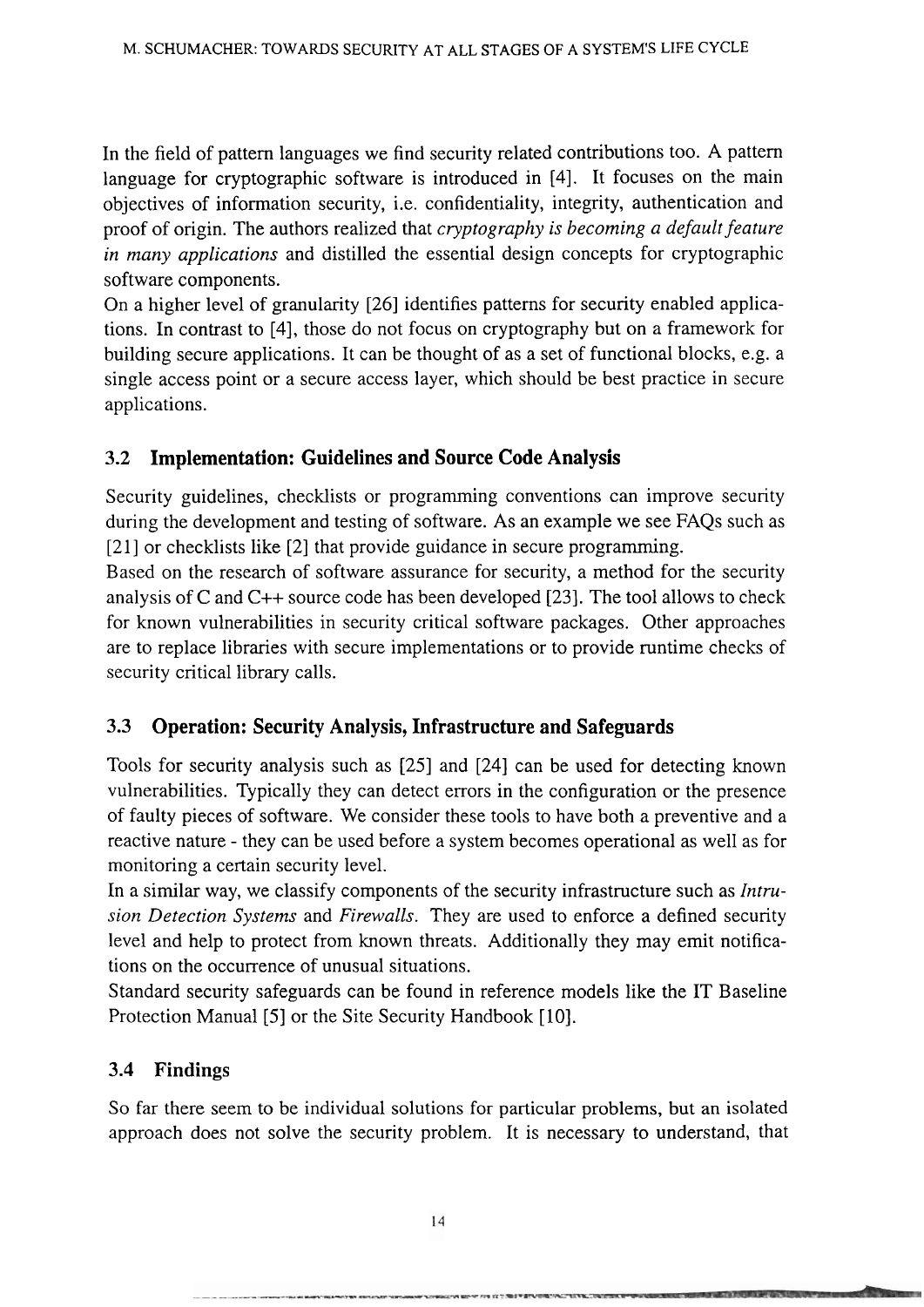In the field of pattern languages we find security related contributions too. A pattern language for cryptographic software is introduced in [4]. It focuses on the main objectives of information security, i.e. confidentiality, integrity, authentication and proof of origin. The authors realized that *cryptography is becoming a default feature in many applications* and distilled the essential design concepts for cryptographic software components.

On a higher level of granularity [26] identifies patterns for security enabled applications. In contrast to [4], those do not focus on cryptography but on a framework for building secure applications. It can be thought of as a set of functional blocks, e.g. a single access point or a secure access layer, which should be best practice in secure applications.

### 3.2 Implementation: Guidelines and Source Code Analysis

Security guidelines, checklists or programming conventions can improve security during the development and testing of software. As an example we see FAQs such as [21] or checklists like [2] that provide guidance in secure programming.

Based on the research of software assurance for security, a method for the security analysis of C and C++ source code has been developed [23]. The tool allows to check for known vulnerabilities in security critical software packages. Other approaches are to replace libraries with secure implementations or to provide runtime checks of security critical library calls.

### 3.3 Operation: Security Analysis, Infrastructure and Safeguards

Tools for security analysis such as [25] and [24] can be used for detecting known vulnerabilities. Typically they can detect errors in the configuration or the presence of faulty pieces of software. We consider these tools to have both a preventive and a reactive nature - they can be used before a system becomes operational as well as for monitoring a certain security level.

In a similar way, we classify components of the security infrastructure such as *Intrusion Detection Systems* and *Firewalls*. They are used to enforce a defined security level and help to protect from known threats. Additionally they may emit notifications on the occurrence of unusual situations.

Standard security safeguards can be found in reference models like the IT Baseline Protection Manual [5] or the Site Security Handbook [10].

### 3.4 Findings

So far there seem to be individual solutions for particular problems, but an isolated approach does not solve the security problem. It is necessary to understand, that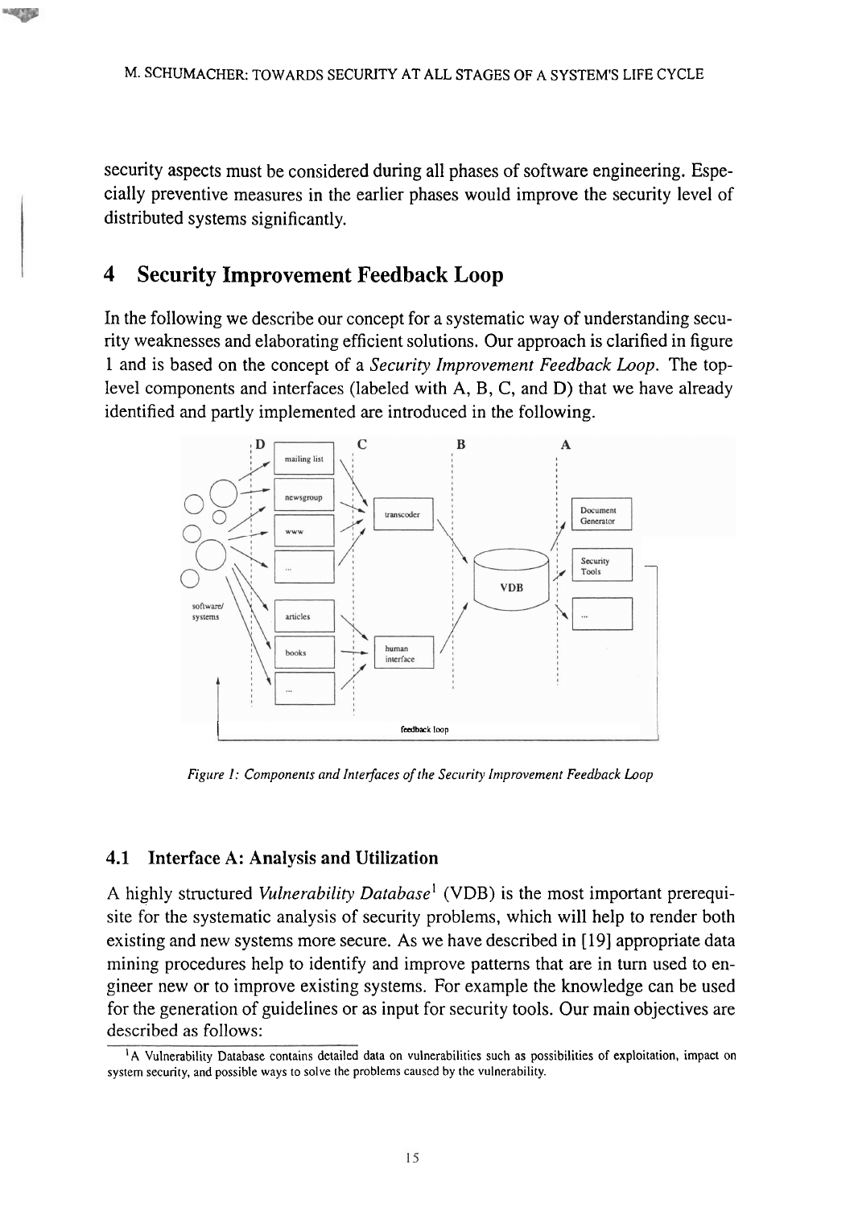security aspects must be considered during all phases of software engineering. Especially preventive measures in the earlier phases would improve the security level of distributed systems significantly.

## 4 Security Improvement Feedback Loop

In the following we describe our concept for a systematic way of understanding security weaknesses and elaborating efficient solutions. Our approach is clarified in figure 1 and is based on the concept of a *Security Improvement Feedback Loop*. The top-level components and interfaces (labeled with A, B, C, and D) that we have already identified and partly implemented are introduced in the following.

*Figure 1: Components and Interfaces of the Security Improvement Feedback Loop*

### 4.1 Interface A: Analysis and Utilization

A highly structured *Vulnerability Database*[1] (VDB) is the most important prerequisite for the systematic analysis of security problems, which will help to render both existing and new systems more secure. As we have described in [19] appropriate data mining procedures help to identify and improve patterns that are in turn used to engineer new or to improve existing systems. For example the knowledge can be used for the generation of guidelines or as input for security tools. Our main objectives are described as follows:

[1] A Vulnerability Database contains detailed data on vulnerabilities such as possibilities of exploitation, impact on system security, and possible ways to solve the problems caused by the vulnerability.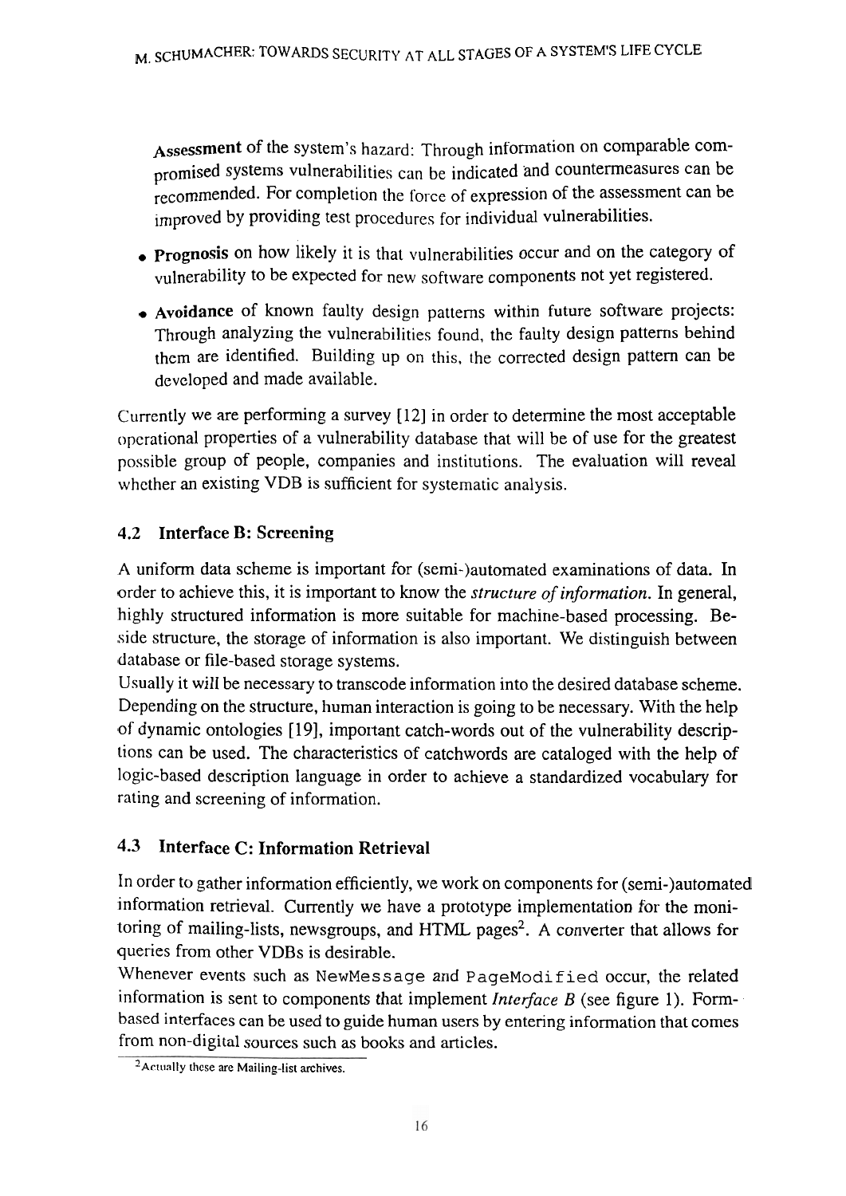**Assessment** of the system's hazard: Through information on comparable compromised systems vulnerabilities can be indicated and countermeasures can be recommended. For completion the force of expression of the assessment can be improved by providing test procedures for individual vulnerabilities.

- **Prognosis** on how likely it is that vulnerabilities occur and on the category of vulnerability to be expected for new software components not yet registered.
- **Avoidance** of known faulty design patterns within future software projects: Through analyzing the vulnerabilities found, the faulty design patterns behind them are identified. Building up on this, the corrected design pattern can be developed and made available.

Currently we are performing a survey [12] in order to determine the most acceptable operational properties of a vulnerability database that will be of use for the greatest possible group of people, companies and institutions. The evaluation will reveal whether an existing VDB is sufficient for systematic analysis.

### 4.2 Interface B: Screening

A uniform data scheme is important for (semi-)automated examinations of data. In order to achieve this, it is important to know the *structure of information*. In general, highly structured information is more suitable for machine-based processing. Beside structure, the storage of information is also important. We distinguish between database or file-based storage systems.

Usually it will be necessary to transcode information into the desired database scheme. Depending on the structure, human interaction is going to be necessary. With the help of dynamic ontologies [19], important catch-words out of the vulnerability descriptions can be used. The characteristics of catchwords are cataloged with the help of logic-based description language in order to achieve a standardized vocabulary for rating and screening of information.

### 4.3 Interface C: Information Retrieval

In order to gather information efficiently, we work on components for (semi-)automated information retrieval. Currently we have a prototype implementation for the monitoring of mailing-lists, newsgroups, and HTML pages[2]. A converter that allows for queries from other VDBs is desirable.

Whenever events such as `NewMessage` and `PageModified` occur, the related information is sent to components that implement *Interface B* (see figure 1). Form-based interfaces can be used to guide human users by entering information that comes from non-digital sources such as books and articles.

[2] Actually these are Mailing-list archives.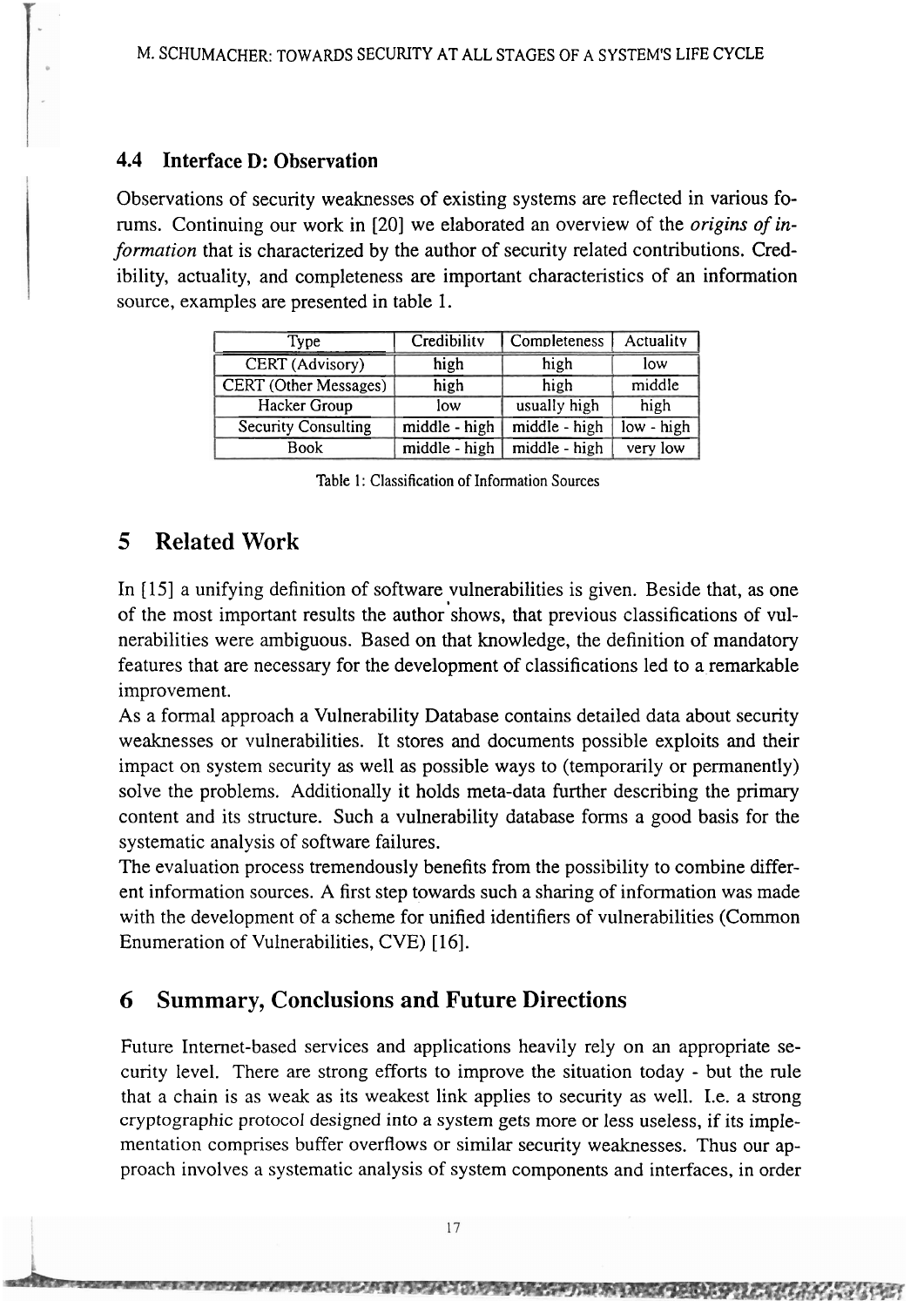### 4.4 Interface D: Observation

Observations of security weaknesses of existing systems are reflected in various forums. Continuing our work in [20] we elaborated an overview of the *origins of information* that is characterized by the author of security related contributions. Credibility, actuality, and completeness are important characteristics of an information source, examples are presented in table 1.

| Type | Credibility | Completeness | Actuality |
|---|---|---|---|
| CERT (Advisory) | high | high | low |
| CERT (Other Messages) | high | high | middle |
| Hacker Group | low | usually high | high |
| Security Consulting | middle - high | middle - high | low - high |
| Book | middle - high | middle - high | very low |

Table 1: Classification of Information Sources

## 5 Related Work

In [15] a unifying definition of software vulnerabilities is given. Beside that, as one of the most important results the author shows, that previous classifications of vulnerabilities were ambiguous. Based on that knowledge, the definition of mandatory features that are necessary for the development of classifications led to a remarkable improvement.

As a formal approach a Vulnerability Database contains detailed data about security weaknesses or vulnerabilities. It stores and documents possible exploits and their impact on system security as well as possible ways to (temporarily or permanently) solve the problems. Additionally it holds meta-data further describing the primary content and its structure. Such a vulnerability database forms a good basis for the systematic analysis of software failures.

The evaluation process tremendously benefits from the possibility to combine different information sources. A first step towards such a sharing of information was made with the development of a scheme for unified identifiers of vulnerabilities (Common Enumeration of Vulnerabilities, CVE) [16].

## 6 Summary, Conclusions and Future Directions

Future Internet-based services and applications heavily rely on an appropriate security level. There are strong efforts to improve the situation today - but the rule that a chain is as weak as its weakest link applies to security as well. I.e. a strong cryptographic protocol designed into a system gets more or less useless, if its implementation comprises buffer overflows or similar security weaknesses. Thus our approach involves a systematic analysis of system components and interfaces, in order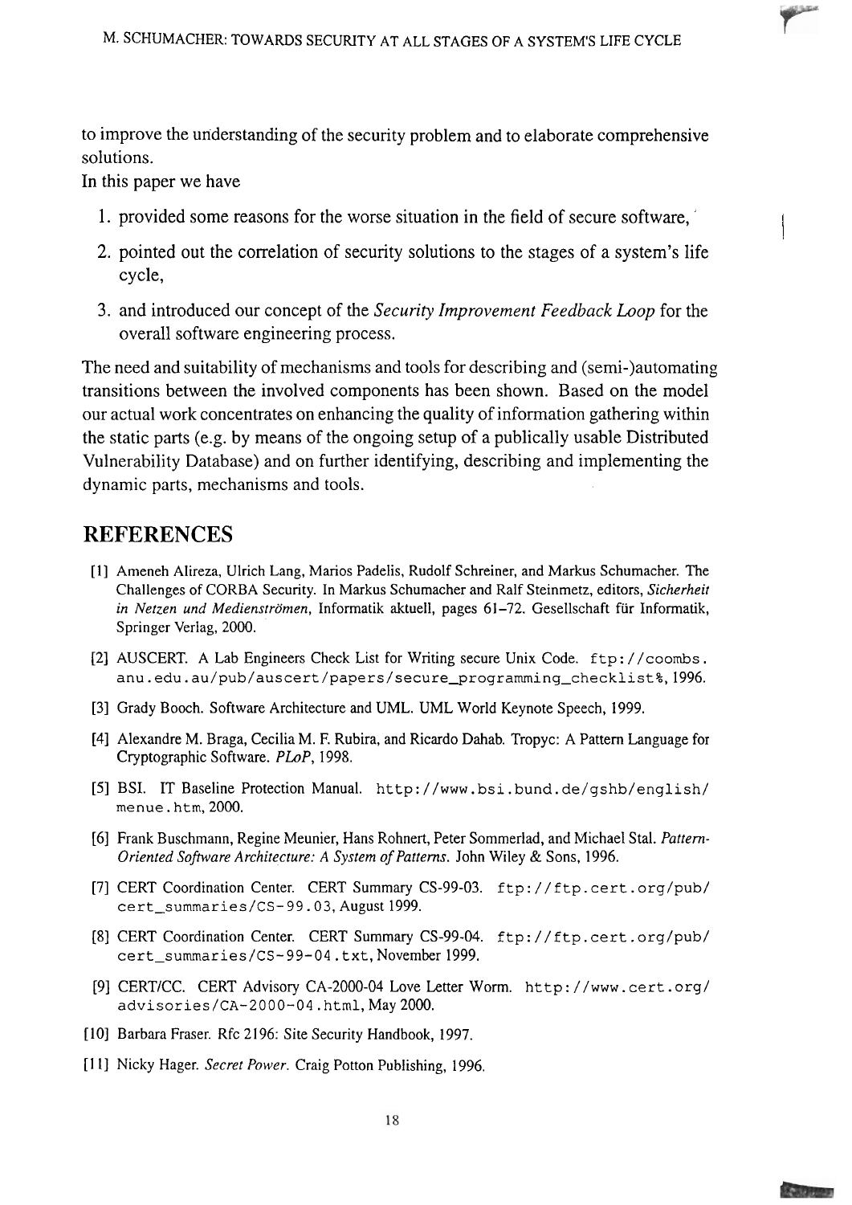to improve the understanding of the security problem and to elaborate comprehensive solutions.
In this paper we have

1. provided some reasons for the worse situation in the field of secure software,
2. pointed out the correlation of security solutions to the stages of a system's life cycle,
3. and introduced our concept of the *Security Improvement Feedback Loop* for the overall software engineering process.

The need and suitability of mechanisms and tools for describing and (semi-)automating transitions between the involved components has been shown. Based on the model our actual work concentrates on enhancing the quality of information gathering within the static parts (e.g. by means of the ongoing setup of a publically usable Distributed Vulnerability Database) and on further identifying, describing and implementing the dynamic parts, mechanisms and tools.

# REFERENCES

[1] Ameneh Alireza, Ulrich Lang, Marios Padelis, Rudolf Schreiner, and Markus Schumacher. The Challenges of CORBA Security. In Markus Schumacher and Ralf Steinmetz, editors, *Sicherheit in Netzen und Medienströmen*, Informatik aktuell, pages 61–72. Gesellschaft für Informatik, Springer Verlag, 2000.

[2] AUSCERT. A Lab Engineers Check List for Writing secure Unix Code. ftp://coombs.anu.edu.au/pub/auscert/papers/secure_programming_checklist%, 1996.

[3] Grady Booch. Software Architecture and UML. UML World Keynote Speech, 1999.

[4] Alexandre M. Braga, Cecilia M. F. Rubira, and Ricardo Dahab. Tropyc: A Pattern Language for Cryptographic Software. *PLoP*, 1998.

[5] BSI. IT Baseline Protection Manual. http://www.bsi.bund.de/gshb/english/menue.htm, 2000.

[6] Frank Buschmann, Regine Meunier, Hans Rohnert, Peter Sommerlad, and Michael Stal. *Pattern-Oriented Software Architecture: A System of Patterns*. John Wiley & Sons, 1996.

[7] CERT Coordination Center. CERT Summary CS-99-03. ftp://ftp.cert.org/pub/cert_summaries/CS-99.03, August 1999.

[8] CERT Coordination Center. CERT Summary CS-99-04. ftp://ftp.cert.org/pub/cert_summaries/CS-99-04.txt, November 1999.

[9] CERT/CC. CERT Advisory CA-2000-04 Love Letter Worm. http://www.cert.org/advisories/CA-2000-04.html, May 2000.

[10] Barbara Fraser. Rfc 2196: Site Security Handbook, 1997.

[11] Nicky Hager. *Secret Power*. Craig Potton Publishing, 1996.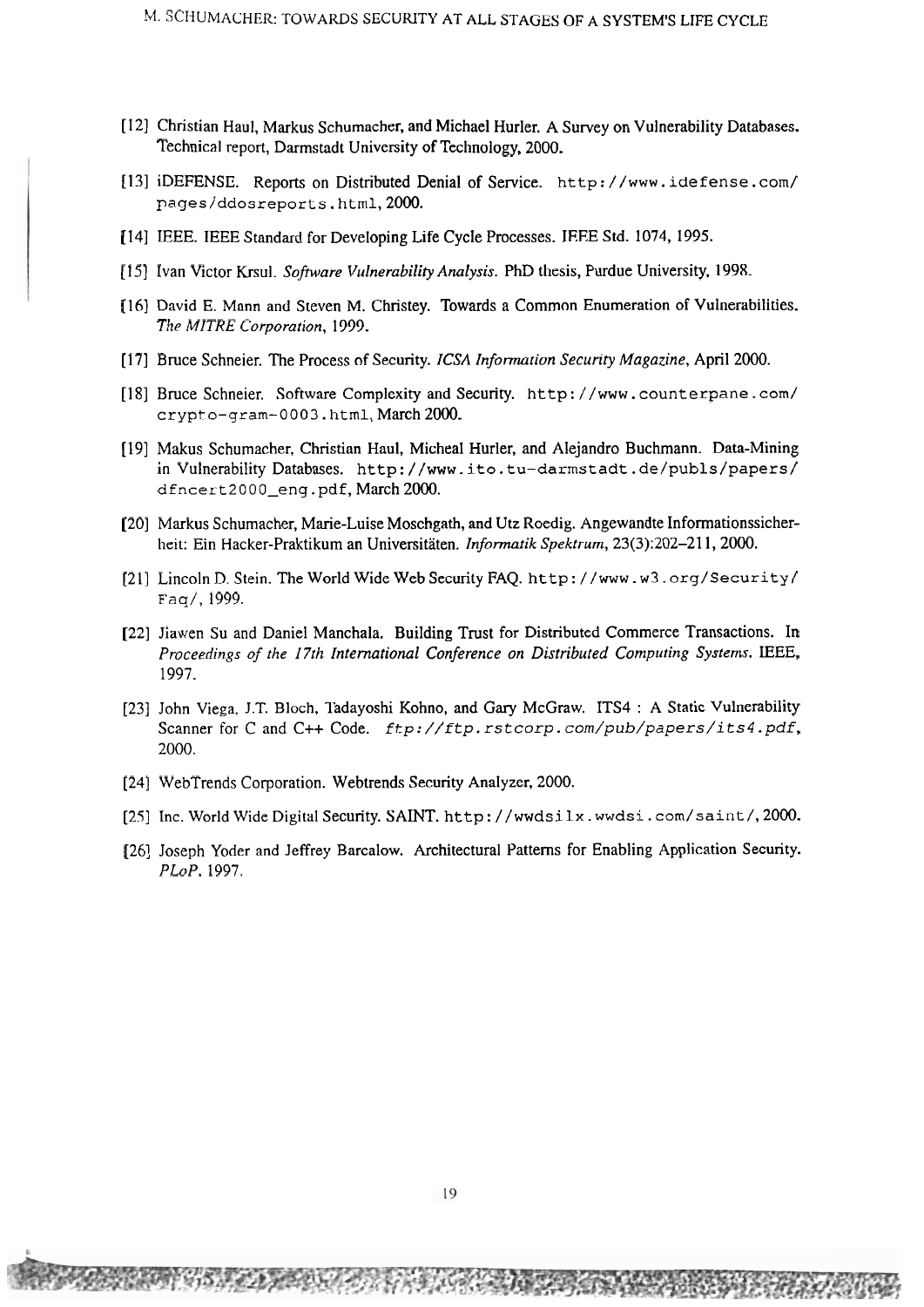[12] Christian Haul, Markus Schumacher, and Michael Hurler. A Survey on Vulnerability Databases. Technical report, Darmstadt University of Technology, 2000.

[13] iDEFENSE. Reports on Distributed Denial of Service. `http://www.idefense.com/pages/ddosreports.html`, 2000.

[14] IEEE. IEEE Standard for Developing Life Cycle Processes. IEEE Std. 1074, 1995.

[15] Ivan Victor Krsul. *Software Vulnerability Analysis*. PhD thesis, Purdue University, 1998.

[16] David E. Mann and Steven M. Christey. Towards a Common Enumeration of Vulnerabilities. *The MITRE Corporation*, 1999.

[17] Bruce Schneier. The Process of Security. *ICSA Information Security Magazine*, April 2000.

[18] Bruce Schneier. Software Complexity and Security. `http://www.counterpane.com/crypto-gram-0003.html`, March 2000.

[19] Makus Schumacher, Christian Haul, Micheal Hurler, and Alejandro Buchmann. Data-Mining in Vulnerability Databases. `http://www.ito.tu-darmstadt.de/publs/papers/dfncert2000_eng.pdf`, March 2000.

[20] Markus Schumacher, Marie-Luise Moschgath, and Utz Roedig. Angewandte Informationssicherheit: Ein Hacker-Praktikum an Universitäten. *Informatik Spektrum*, 23(3):202–211, 2000.

[21] Lincoln D. Stein. The World Wide Web Security FAQ. `http://www.w3.org/Security/Faq/`, 1999.

[22] Jiawen Su and Daniel Manchala. Building Trust for Distributed Commerce Transactions. In *Proceedings of the 17th International Conference on Distributed Computing Systems*. IEEE, 1997.

[23] John Viega, J.T. Bloch, Tadayoshi Kohno, and Gary McGraw. ITS4 : A Static Vulnerability Scanner for C and C++ Code. *ftp://ftp.rstcorp.com/pub/papers/its4.pdf*, 2000.

[24] WebTrends Corporation. Webtrends Security Analyzer, 2000.

[25] Inc. World Wide Digital Security. SAINT. `http://wwdsilx.wwdsi.com/saint/`, 2000.

[26] Joseph Yoder and Jeffrey Barcalow. Architectural Patterns for Enabling Application Security. *PLoP*, 1997.